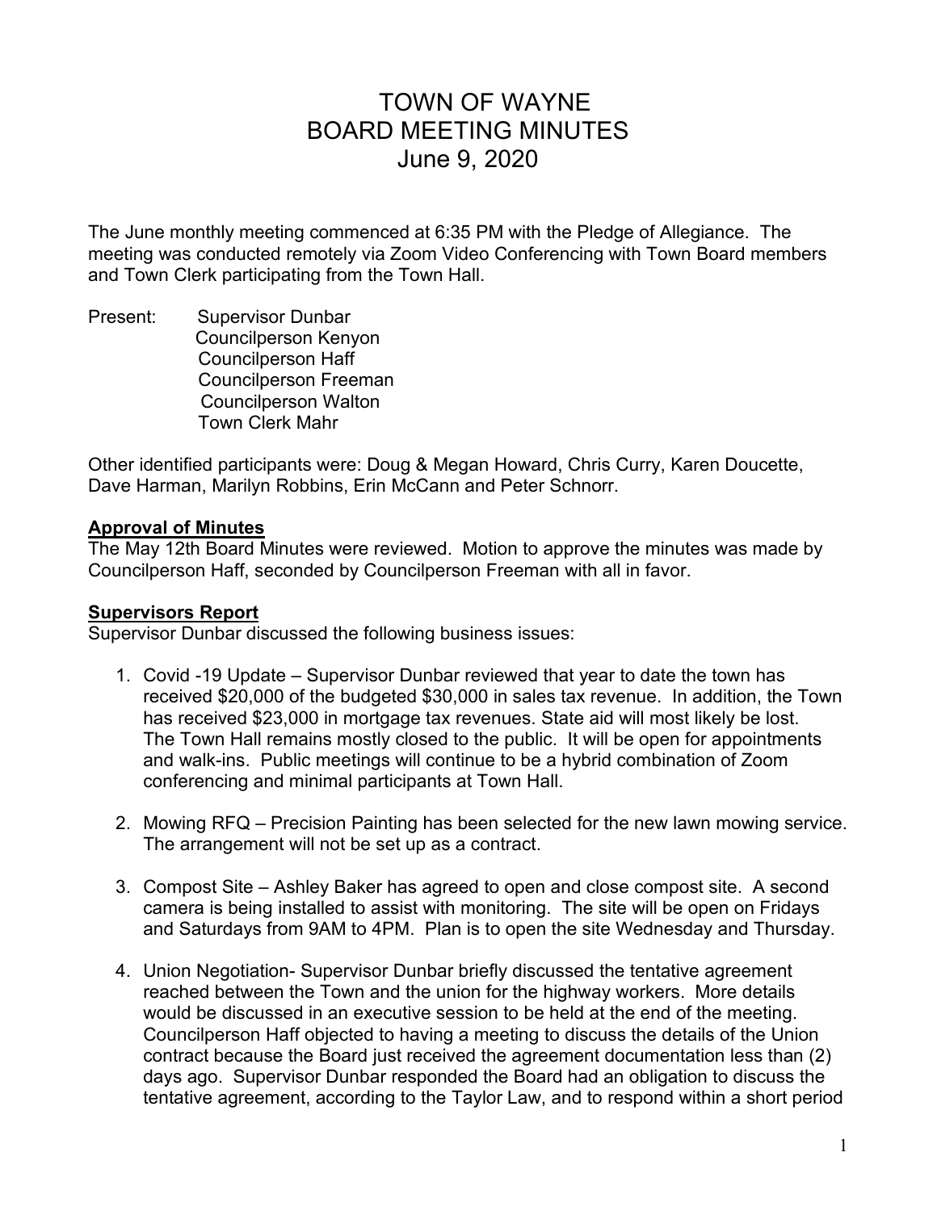# TOWN OF WAYNE
# BOARD MEETING MINUTES
# June 9, 2020

The June monthly meeting commenced at 6:35 PM with the Pledge of Allegiance. The meeting was conducted remotely via Zoom Video Conferencing with Town Board members and Town Clerk participating from the Town Hall.

Present: Supervisor Dunbar
Councilperson Kenyon
Councilperson Haff
Councilperson Freeman
Councilperson Walton
Town Clerk Mahr

Other identified participants were: Doug & Megan Howard, Chris Curry, Karen Doucette, Dave Harman, Marilyn Robbins, Erin McCann and Peter Schnorr.

**Approval of Minutes**

The May 12th Board Minutes were reviewed. Motion to approve the minutes was made by Councilperson Haff, seconded by Councilperson Freeman with all in favor.

**Supervisors Report**

Supervisor Dunbar discussed the following business issues:

1. Covid -19 Update – Supervisor Dunbar reviewed that year to date the town has received $20,000 of the budgeted $30,000 in sales tax revenue. In addition, the Town has received $23,000 in mortgage tax revenues. State aid will most likely be lost. The Town Hall remains mostly closed to the public. It will be open for appointments and walk-ins. Public meetings will continue to be a hybrid combination of Zoom conferencing and minimal participants at Town Hall.

2. Mowing RFQ – Precision Painting has been selected for the new lawn mowing service. The arrangement will not be set up as a contract.

3. Compost Site – Ashley Baker has agreed to open and close compost site. A second camera is being installed to assist with monitoring. The site will be open on Fridays and Saturdays from 9AM to 4PM. Plan is to open the site Wednesday and Thursday.

4. Union Negotiation- Supervisor Dunbar briefly discussed the tentative agreement reached between the Town and the union for the highway workers. More details would be discussed in an executive session to be held at the end of the meeting. Councilperson Haff objected to having a meeting to discuss the details of the Union contract because the Board just received the agreement documentation less than (2) days ago. Supervisor Dunbar responded the Board had an obligation to discuss the tentative agreement, according to the Taylor Law, and to respond within a short period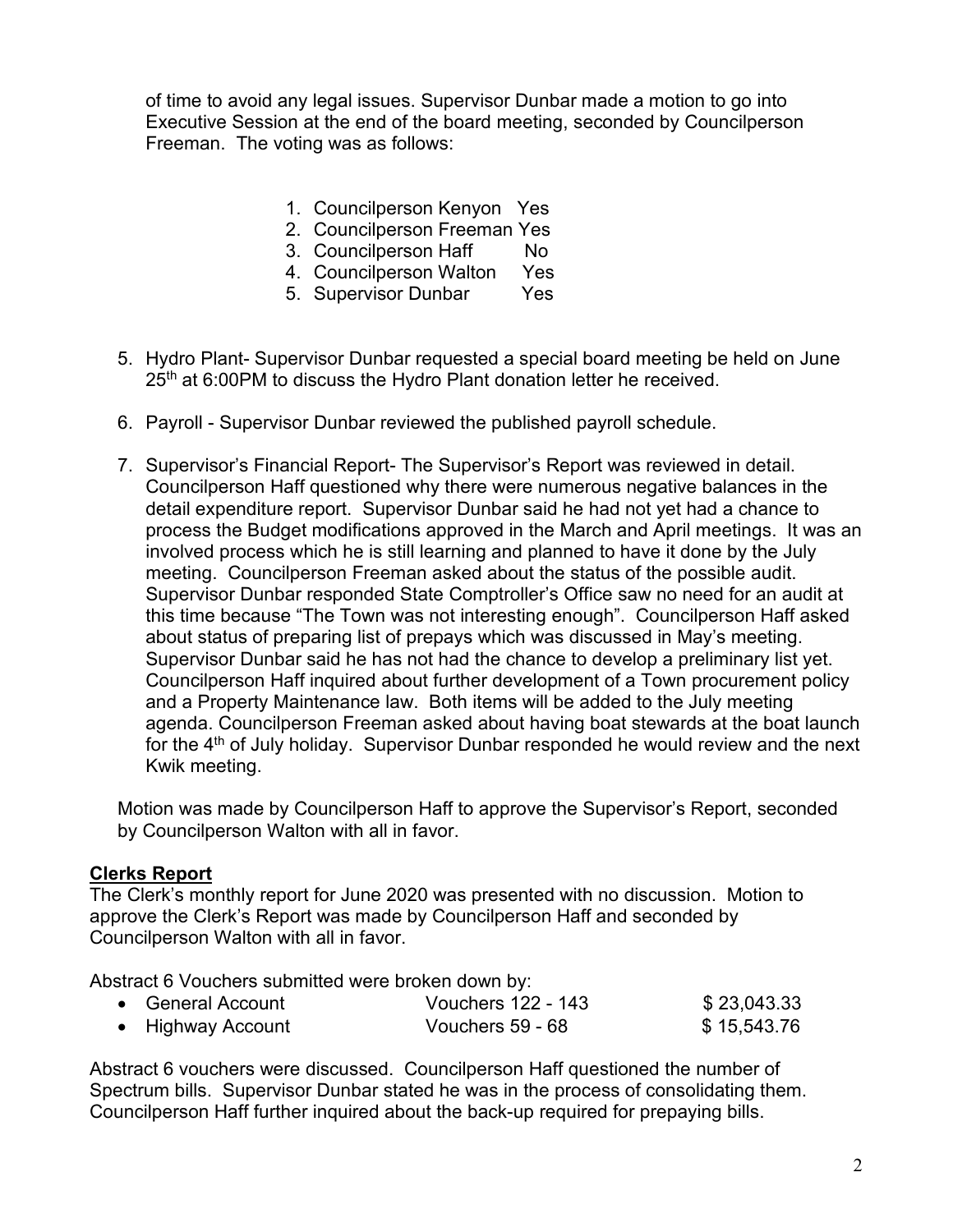of time to avoid any legal issues. Supervisor Dunbar made a motion to go into Executive Session at the end of the board meeting, seconded by Councilperson Freeman. The voting was as follows:

1. Councilperson Kenyon Yes
2. Councilperson Freeman Yes
3. Councilperson Haff No
4. Councilperson Walton Yes
5. Supervisor Dunbar Yes

5. Hydro Plant- Supervisor Dunbar requested a special board meeting be held on June 25th at 6:00PM to discuss the Hydro Plant donation letter he received.

6. Payroll - Supervisor Dunbar reviewed the published payroll schedule.

7. Supervisor's Financial Report- The Supervisor's Report was reviewed in detail. Councilperson Haff questioned why there were numerous negative balances in the detail expenditure report. Supervisor Dunbar said he had not yet had a chance to process the Budget modifications approved in the March and April meetings. It was an involved process which he is still learning and planned to have it done by the July meeting. Councilperson Freeman asked about the status of the possible audit. Supervisor Dunbar responded State Comptroller's Office saw no need for an audit at this time because "The Town was not interesting enough". Councilperson Haff asked about status of preparing list of prepays which was discussed in May's meeting. Supervisor Dunbar said he has not had the chance to develop a preliminary list yet. Councilperson Haff inquired about further development of a Town procurement policy and a Property Maintenance law. Both items will be added to the July meeting agenda. Councilperson Freeman asked about having boat stewards at the boat launch for the 4th of July holiday. Supervisor Dunbar responded he would review and the next Kwik meeting.

Motion was made by Councilperson Haff to approve the Supervisor's Report, seconded by Councilperson Walton with all in favor.

**Clerks Report**

The Clerk's monthly report for June 2020 was presented with no discussion. Motion to approve the Clerk's Report was made by Councilperson Haff and seconded by Councilperson Walton with all in favor.

Abstract 6 Vouchers submitted were broken down by:

| | | |
|---|---|---|
| • General Account | Vouchers 122 - 143 | $ 23,043.33 |
| • Highway Account | Vouchers 59 - 68 | $ 15,543.76 |

Abstract 6 vouchers were discussed. Councilperson Haff questioned the number of Spectrum bills. Supervisor Dunbar stated he was in the process of consolidating them. Councilperson Haff further inquired about the back-up required for prepaying bills.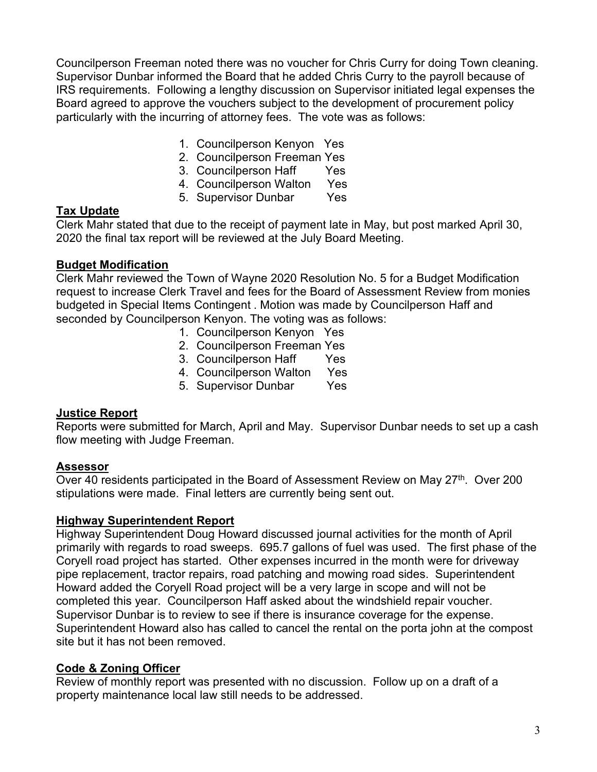Councilperson Freeman noted there was no voucher for Chris Curry for doing Town cleaning. Supervisor Dunbar informed the Board that he added Chris Curry to the payroll because of IRS requirements. Following a lengthy discussion on Supervisor initiated legal expenses the Board agreed to approve the vouchers subject to the development of procurement policy particularly with the incurring of attorney fees. The vote was as follows:

1. Councilperson Kenyon Yes
2. Councilperson Freeman Yes
3. Councilperson Haff Yes
4. Councilperson Walton Yes
5. Supervisor Dunbar Yes

**Tax Update**

Clerk Mahr stated that due to the receipt of payment late in May, but post marked April 30, 2020 the final tax report will be reviewed at the July Board Meeting.

**Budget Modification**

Clerk Mahr reviewed the Town of Wayne 2020 Resolution No. 5 for a Budget Modification request to increase Clerk Travel and fees for the Board of Assessment Review from monies budgeted in Special Items Contingent . Motion was made by Councilperson Haff and seconded by Councilperson Kenyon. The voting was as follows:

1. Councilperson Kenyon Yes
2. Councilperson Freeman Yes
3. Councilperson Haff Yes
4. Councilperson Walton Yes
5. Supervisor Dunbar Yes

**Justice Report**

Reports were submitted for March, April and May. Supervisor Dunbar needs to set up a cash flow meeting with Judge Freeman.

**Assessor**

Over 40 residents participated in the Board of Assessment Review on May 27th. Over 200 stipulations were made. Final letters are currently being sent out.

**Highway Superintendent Report**

Highway Superintendent Doug Howard discussed journal activities for the month of April primarily with regards to road sweeps. 695.7 gallons of fuel was used. The first phase of the Coryell road project has started. Other expenses incurred in the month were for driveway pipe replacement, tractor repairs, road patching and mowing road sides. Superintendent Howard added the Coryell Road project will be a very large in scope and will not be completed this year. Councilperson Haff asked about the windshield repair voucher. Supervisor Dunbar is to review to see if there is insurance coverage for the expense. Superintendent Howard also has called to cancel the rental on the porta john at the compost site but it has not been removed.

**Code & Zoning Officer**

Review of monthly report was presented with no discussion. Follow up on a draft of a property maintenance local law still needs to be addressed.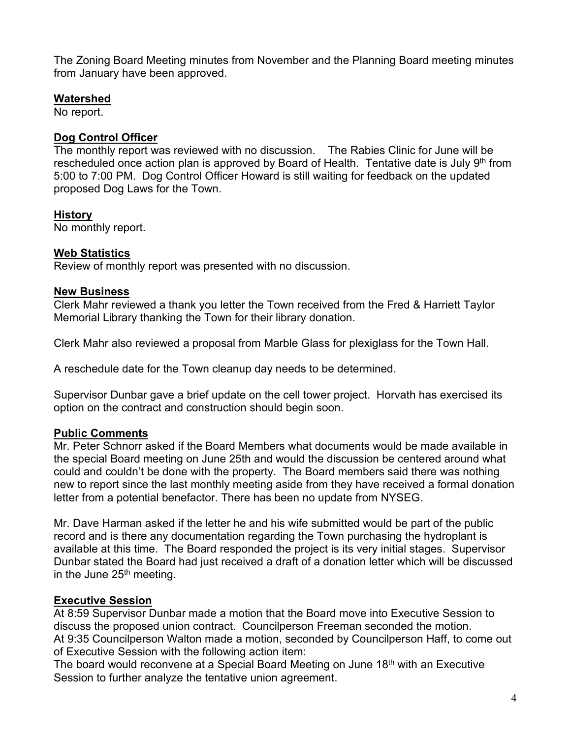The Zoning Board Meeting minutes from November and the Planning Board meeting minutes from January have been approved.

**Watershed**

No report.

**Dog Control Officer**

The monthly report was reviewed with no discussion.  The Rabies Clinic for June will be rescheduled once action plan is approved by Board of Health.  Tentative date is July 9th from 5:00 to 7:00 PM.  Dog Control Officer Howard is still waiting for feedback on the updated proposed Dog Laws for the Town.

**History**

No monthly report.

**Web Statistics**

Review of monthly report was presented with no discussion.

**New Business**

Clerk Mahr reviewed a thank you letter the Town received from the Fred & Harriett Taylor Memorial Library thanking the Town for their library donation.

Clerk Mahr also reviewed a proposal from Marble Glass for plexiglass for the Town Hall.

A reschedule date for the Town cleanup day needs to be determined.

Supervisor Dunbar gave a brief update on the cell tower project.  Horvath has exercised its option on the contract and construction should begin soon.

**Public Comments**

Mr. Peter Schnorr asked if the Board Members what documents would be made available in the special Board meeting on June 25th and would the discussion be centered around what could and couldn't be done with the property.  The Board members said there was nothing new to report since the last monthly meeting aside from they have received a formal donation letter from a potential benefactor. There has been no update from NYSEG.

Mr. Dave Harman asked if the letter he and his wife submitted would be part of the public record and is there any documentation regarding the Town purchasing the hydroplant is available at this time.  The Board responded the project is its very initial stages.  Supervisor Dunbar stated the Board had just received a draft of a donation letter which will be discussed in the June 25th meeting.

**Executive Session**

At 8:59 Supervisor Dunbar made a motion that the Board move into Executive Session to discuss the proposed union contract.  Councilperson Freeman seconded the motion.
At 9:35 Councilperson Walton made a motion, seconded by Councilperson Haff, to come out of Executive Session with the following action item:
The board would reconvene at a Special Board Meeting on June 18th with an Executive Session to further analyze the tentative union agreement.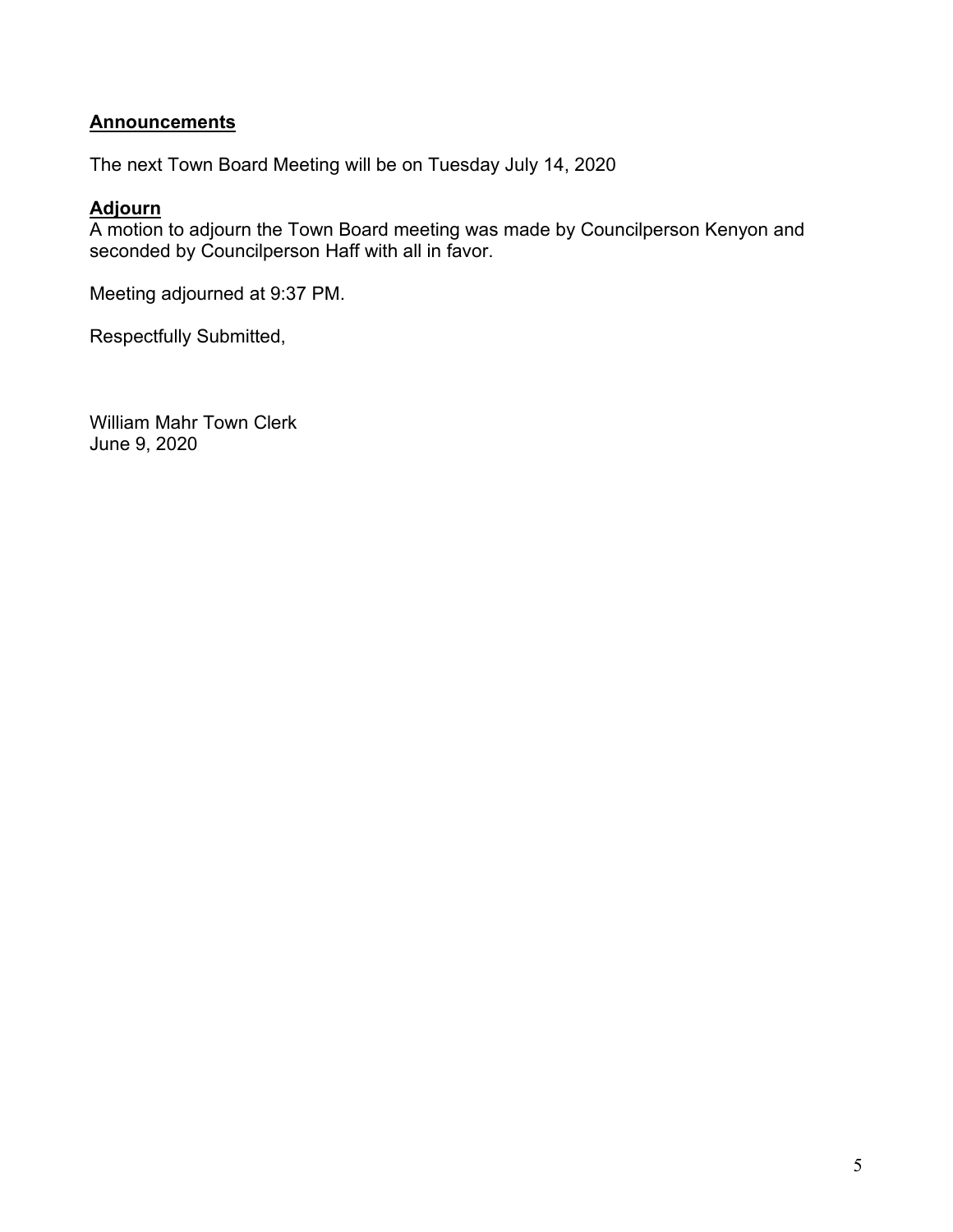## Announcements

The next Town Board Meeting will be on Tuesday July 14, 2020

## Adjourn

A motion to adjourn the Town Board meeting was made by Councilperson Kenyon and seconded by Councilperson Haff with all in favor.

Meeting adjourned at 9:37 PM.

Respectfully Submitted,

William Mahr Town Clerk
June 9, 2020